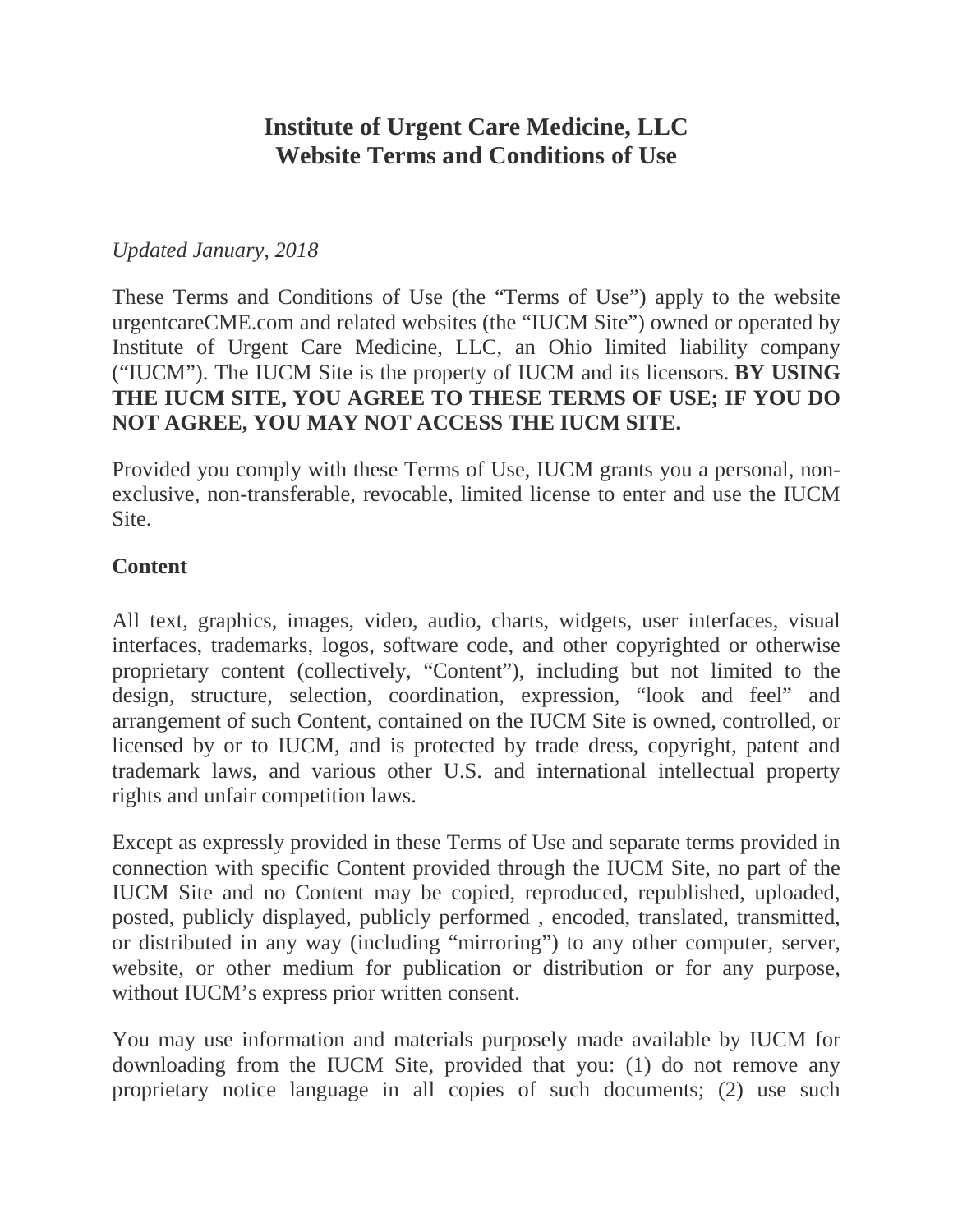# Institute of Urgent Care Medicine, LLC
# Website Terms and Conditions of Use

*Updated January, 2018*

These Terms and Conditions of Use (the "Terms of Use") apply to the website urgentcareCME.com and related websites (the "IUCM Site") owned or operated by Institute of Urgent Care Medicine, LLC, an Ohio limited liability company ("IUCM"). The IUCM Site is the property of IUCM and its licensors. **BY USING THE IUCM SITE, YOU AGREE TO THESE TERMS OF USE; IF YOU DO NOT AGREE, YOU MAY NOT ACCESS THE IUCM SITE.**

Provided you comply with these Terms of Use, IUCM grants you a personal, non-exclusive, non-transferable, revocable, limited license to enter and use the IUCM Site.

**Content**

All text, graphics, images, video, audio, charts, widgets, user interfaces, visual interfaces, trademarks, logos, software code, and other copyrighted or otherwise proprietary content (collectively, "Content"), including but not limited to the design, structure, selection, coordination, expression, "look and feel" and arrangement of such Content, contained on the IUCM Site is owned, controlled, or licensed by or to IUCM, and is protected by trade dress, copyright, patent and trademark laws, and various other U.S. and international intellectual property rights and unfair competition laws.

Except as expressly provided in these Terms of Use and separate terms provided in connection with specific Content provided through the IUCM Site, no part of the IUCM Site and no Content may be copied, reproduced, republished, uploaded, posted, publicly displayed, publicly performed , encoded, translated, transmitted, or distributed in any way (including "mirroring") to any other computer, server, website, or other medium for publication or distribution or for any purpose, without IUCM's express prior written consent.

You may use information and materials purposely made available by IUCM for downloading from the IUCM Site, provided that you: (1) do not remove any proprietary notice language in all copies of such documents; (2) use such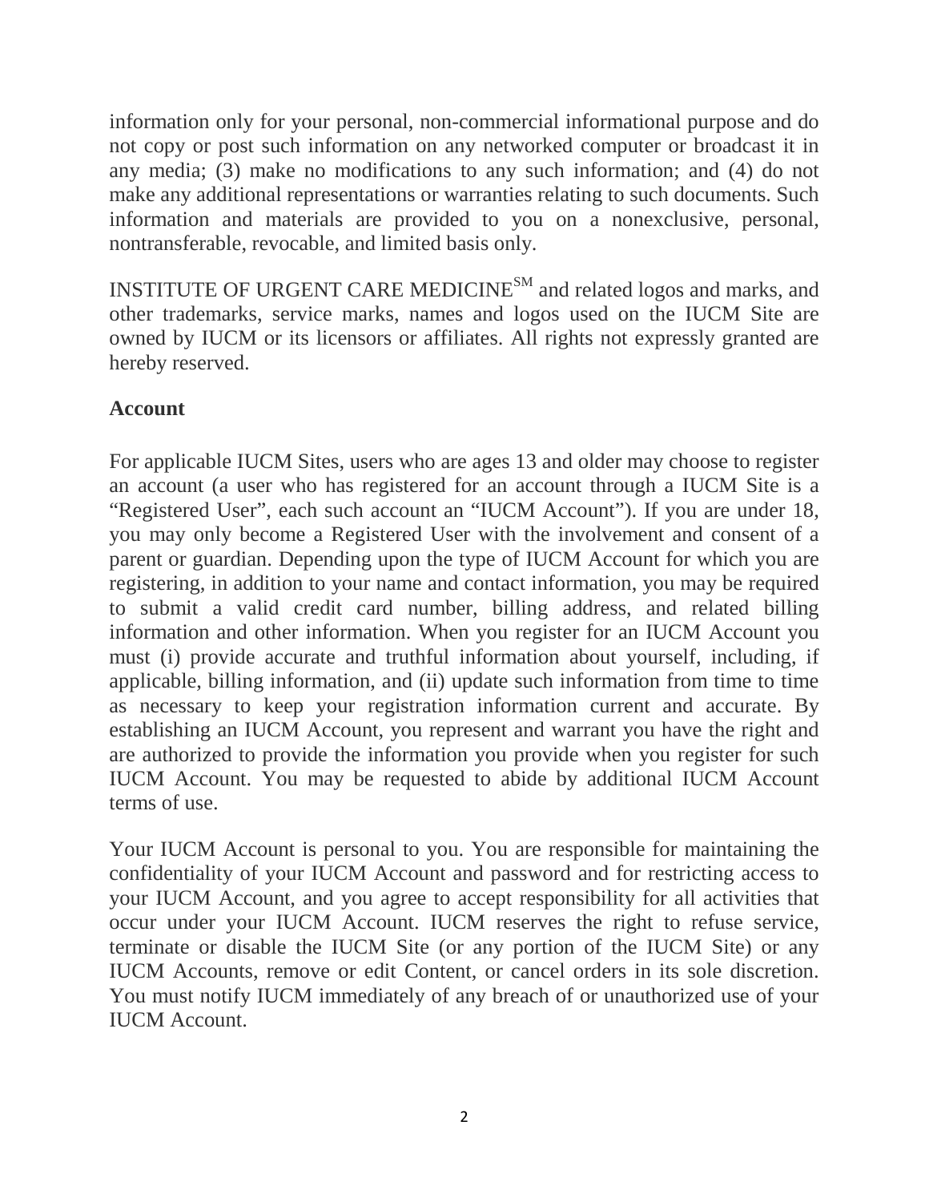information only for your personal, non-commercial informational purpose and do not copy or post such information on any networked computer or broadcast it in any media; (3) make no modifications to any such information; and (4) do not make any additional representations or warranties relating to such documents. Such information and materials are provided to you on a nonexclusive, personal, nontransferable, revocable, and limited basis only.

INSTITUTE OF URGENT CARE MEDICINE[SM] and related logos and marks, and other trademarks, service marks, names and logos used on the IUCM Site are owned by IUCM or its licensors or affiliates. All rights not expressly granted are hereby reserved.

**Account**

For applicable IUCM Sites, users who are ages 13 and older may choose to register an account (a user who has registered for an account through a IUCM Site is a "Registered User", each such account an "IUCM Account"). If you are under 18, you may only become a Registered User with the involvement and consent of a parent or guardian. Depending upon the type of IUCM Account for which you are registering, in addition to your name and contact information, you may be required to submit a valid credit card number, billing address, and related billing information and other information. When you register for an IUCM Account you must (i) provide accurate and truthful information about yourself, including, if applicable, billing information, and (ii) update such information from time to time as necessary to keep your registration information current and accurate. By establishing an IUCM Account, you represent and warrant you have the right and are authorized to provide the information you provide when you register for such IUCM Account. You may be requested to abide by additional IUCM Account terms of use.

Your IUCM Account is personal to you. You are responsible for maintaining the confidentiality of your IUCM Account and password and for restricting access to your IUCM Account, and you agree to accept responsibility for all activities that occur under your IUCM Account. IUCM reserves the right to refuse service, terminate or disable the IUCM Site (or any portion of the IUCM Site) or any IUCM Accounts, remove or edit Content, or cancel orders in its sole discretion. You must notify IUCM immediately of any breach of or unauthorized use of your IUCM Account.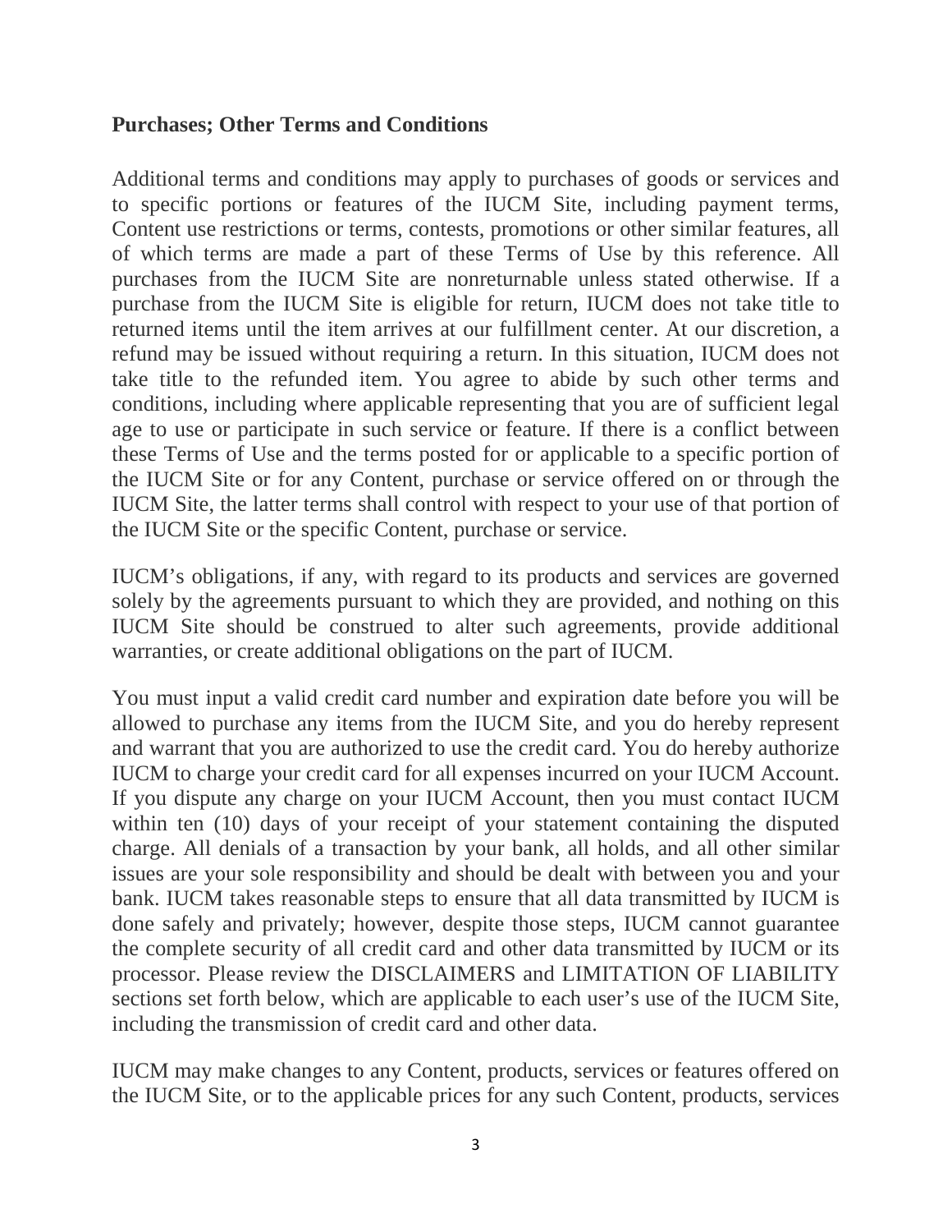**Purchases; Other Terms and Conditions**

Additional terms and conditions may apply to purchases of goods or services and to specific portions or features of the IUCM Site, including payment terms, Content use restrictions or terms, contests, promotions or other similar features, all of which terms are made a part of these Terms of Use by this reference. All purchases from the IUCM Site are nonreturnable unless stated otherwise. If a purchase from the IUCM Site is eligible for return, IUCM does not take title to returned items until the item arrives at our fulfillment center. At our discretion, a refund may be issued without requiring a return. In this situation, IUCM does not take title to the refunded item. You agree to abide by such other terms and conditions, including where applicable representing that you are of sufficient legal age to use or participate in such service or feature. If there is a conflict between these Terms of Use and the terms posted for or applicable to a specific portion of the IUCM Site or for any Content, purchase or service offered on or through the IUCM Site, the latter terms shall control with respect to your use of that portion of the IUCM Site or the specific Content, purchase or service.

IUCM's obligations, if any, with regard to its products and services are governed solely by the agreements pursuant to which they are provided, and nothing on this IUCM Site should be construed to alter such agreements, provide additional warranties, or create additional obligations on the part of IUCM.

You must input a valid credit card number and expiration date before you will be allowed to purchase any items from the IUCM Site, and you do hereby represent and warrant that you are authorized to use the credit card. You do hereby authorize IUCM to charge your credit card for all expenses incurred on your IUCM Account. If you dispute any charge on your IUCM Account, then you must contact IUCM within ten (10) days of your receipt of your statement containing the disputed charge. All denials of a transaction by your bank, all holds, and all other similar issues are your sole responsibility and should be dealt with between you and your bank. IUCM takes reasonable steps to ensure that all data transmitted by IUCM is done safely and privately; however, despite those steps, IUCM cannot guarantee the complete security of all credit card and other data transmitted by IUCM or its processor. Please review the DISCLAIMERS and LIMITATION OF LIABILITY sections set forth below, which are applicable to each user's use of the IUCM Site, including the transmission of credit card and other data.

IUCM may make changes to any Content, products, services or features offered on the IUCM Site, or to the applicable prices for any such Content, products, services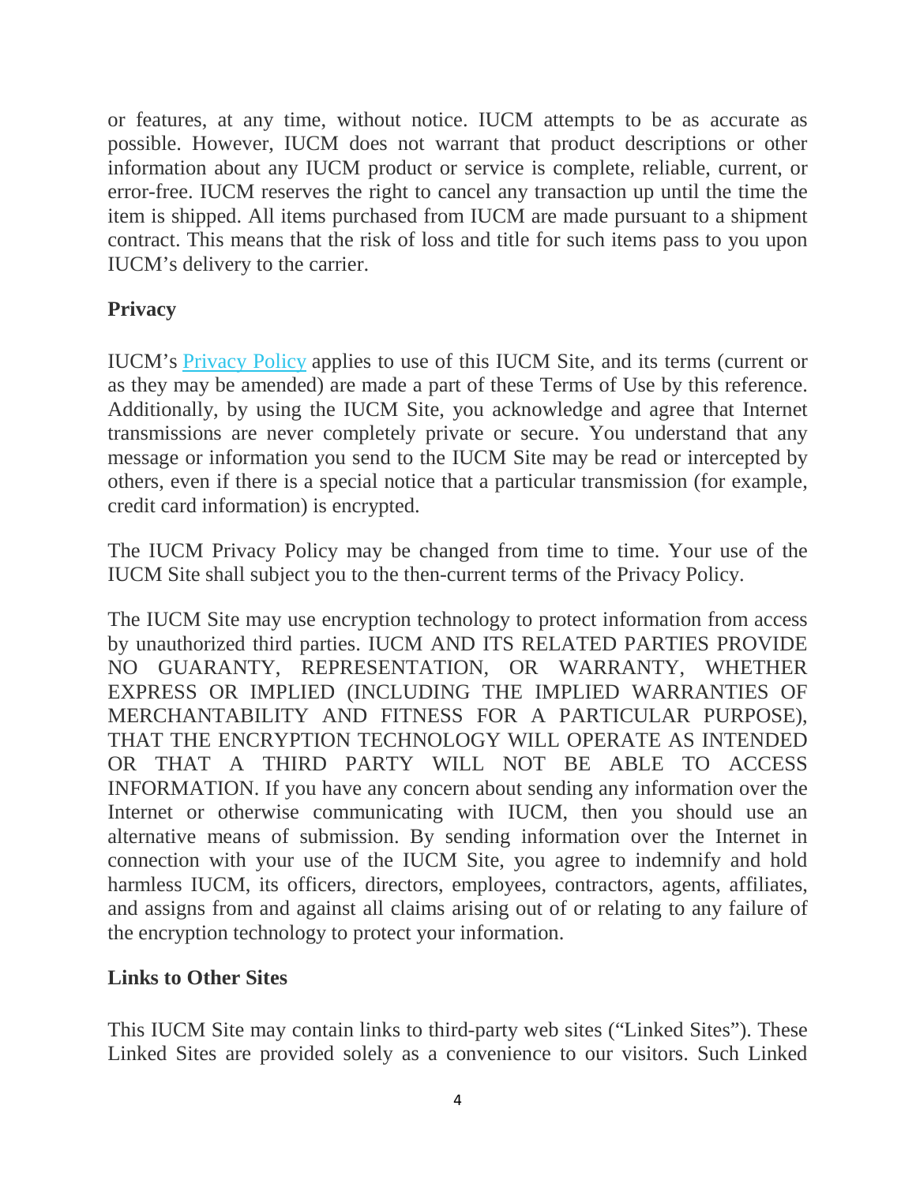or features, at any time, without notice. IUCM attempts to be as accurate as possible. However, IUCM does not warrant that product descriptions or other information about any IUCM product or service is complete, reliable, current, or error-free. IUCM reserves the right to cancel any transaction up until the time the item is shipped. All items purchased from IUCM are made pursuant to a shipment contract. This means that the risk of loss and title for such items pass to you upon IUCM's delivery to the carrier.

**Privacy**

IUCM's Privacy Policy applies to use of this IUCM Site, and its terms (current or as they may be amended) are made a part of these Terms of Use by this reference. Additionally, by using the IUCM Site, you acknowledge and agree that Internet transmissions are never completely private or secure. You understand that any message or information you send to the IUCM Site may be read or intercepted by others, even if there is a special notice that a particular transmission (for example, credit card information) is encrypted.

The IUCM Privacy Policy may be changed from time to time. Your use of the IUCM Site shall subject you to the then-current terms of the Privacy Policy.

The IUCM Site may use encryption technology to protect information from access by unauthorized third parties. IUCM AND ITS RELATED PARTIES PROVIDE NO GUARANTY, REPRESENTATION, OR WARRANTY, WHETHER EXPRESS OR IMPLIED (INCLUDING THE IMPLIED WARRANTIES OF MERCHANTABILITY AND FITNESS FOR A PARTICULAR PURPOSE), THAT THE ENCRYPTION TECHNOLOGY WILL OPERATE AS INTENDED OR THAT A THIRD PARTY WILL NOT BE ABLE TO ACCESS INFORMATION. If you have any concern about sending any information over the Internet or otherwise communicating with IUCM, then you should use an alternative means of submission. By sending information over the Internet in connection with your use of the IUCM Site, you agree to indemnify and hold harmless IUCM, its officers, directors, employees, contractors, agents, affiliates, and assigns from and against all claims arising out of or relating to any failure of the encryption technology to protect your information.

**Links to Other Sites**

This IUCM Site may contain links to third-party web sites ("Linked Sites"). These Linked Sites are provided solely as a convenience to our visitors. Such Linked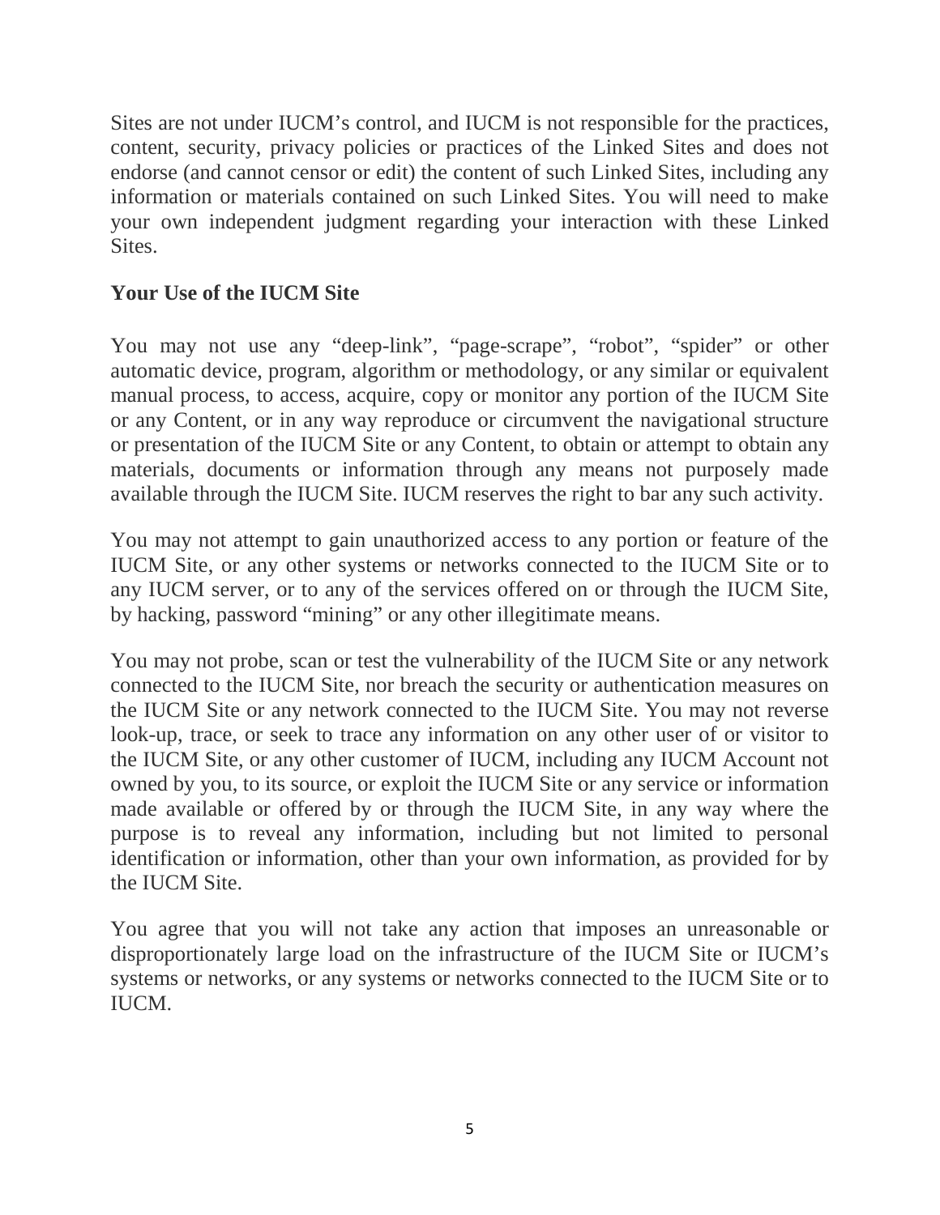Sites are not under IUCM's control, and IUCM is not responsible for the practices, content, security, privacy policies or practices of the Linked Sites and does not endorse (and cannot censor or edit) the content of such Linked Sites, including any information or materials contained on such Linked Sites. You will need to make your own independent judgment regarding your interaction with these Linked Sites.

## Your Use of the IUCM Site

You may not use any "deep-link", "page-scrape", "robot", "spider" or other automatic device, program, algorithm or methodology, or any similar or equivalent manual process, to access, acquire, copy or monitor any portion of the IUCM Site or any Content, or in any way reproduce or circumvent the navigational structure or presentation of the IUCM Site or any Content, to obtain or attempt to obtain any materials, documents or information through any means not purposely made available through the IUCM Site. IUCM reserves the right to bar any such activity.

You may not attempt to gain unauthorized access to any portion or feature of the IUCM Site, or any other systems or networks connected to the IUCM Site or to any IUCM server, or to any of the services offered on or through the IUCM Site, by hacking, password "mining" or any other illegitimate means.

You may not probe, scan or test the vulnerability of the IUCM Site or any network connected to the IUCM Site, nor breach the security or authentication measures on the IUCM Site or any network connected to the IUCM Site. You may not reverse look-up, trace, or seek to trace any information on any other user of or visitor to the IUCM Site, or any other customer of IUCM, including any IUCM Account not owned by you, to its source, or exploit the IUCM Site or any service or information made available or offered by or through the IUCM Site, in any way where the purpose is to reveal any information, including but not limited to personal identification or information, other than your own information, as provided for by the IUCM Site.

You agree that you will not take any action that imposes an unreasonable or disproportionately large load on the infrastructure of the IUCM Site or IUCM's systems or networks, or any systems or networks connected to the IUCM Site or to IUCM.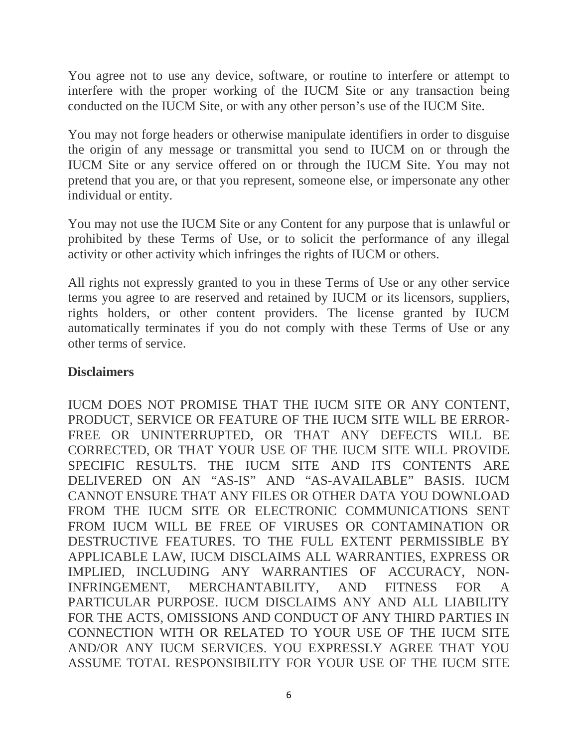You agree not to use any device, software, or routine to interfere or attempt to interfere with the proper working of the IUCM Site or any transaction being conducted on the IUCM Site, or with any other person's use of the IUCM Site.

You may not forge headers or otherwise manipulate identifiers in order to disguise the origin of any message or transmittal you send to IUCM on or through the IUCM Site or any service offered on or through the IUCM Site. You may not pretend that you are, or that you represent, someone else, or impersonate any other individual or entity.

You may not use the IUCM Site or any Content for any purpose that is unlawful or prohibited by these Terms of Use, or to solicit the performance of any illegal activity or other activity which infringes the rights of IUCM or others.

All rights not expressly granted to you in these Terms of Use or any other service terms you agree to are reserved and retained by IUCM or its licensors, suppliers, rights holders, or other content providers. The license granted by IUCM automatically terminates if you do not comply with these Terms of Use or any other terms of service.

**Disclaimers**

IUCM DOES NOT PROMISE THAT THE IUCM SITE OR ANY CONTENT, PRODUCT, SERVICE OR FEATURE OF THE IUCM SITE WILL BE ERROR-FREE OR UNINTERRUPTED, OR THAT ANY DEFECTS WILL BE CORRECTED, OR THAT YOUR USE OF THE IUCM SITE WILL PROVIDE SPECIFIC RESULTS. THE IUCM SITE AND ITS CONTENTS ARE DELIVERED ON AN "AS-IS" AND "AS-AVAILABLE" BASIS. IUCM CANNOT ENSURE THAT ANY FILES OR OTHER DATA YOU DOWNLOAD FROM THE IUCM SITE OR ELECTRONIC COMMUNICATIONS SENT FROM IUCM WILL BE FREE OF VIRUSES OR CONTAMINATION OR DESTRUCTIVE FEATURES. TO THE FULL EXTENT PERMISSIBLE BY APPLICABLE LAW, IUCM DISCLAIMS ALL WARRANTIES, EXPRESS OR IMPLIED, INCLUDING ANY WARRANTIES OF ACCURACY, NON-INFRINGEMENT, MERCHANTABILITY, AND FITNESS FOR A PARTICULAR PURPOSE. IUCM DISCLAIMS ANY AND ALL LIABILITY FOR THE ACTS, OMISSIONS AND CONDUCT OF ANY THIRD PARTIES IN CONNECTION WITH OR RELATED TO YOUR USE OF THE IUCM SITE AND/OR ANY IUCM SERVICES. YOU EXPRESSLY AGREE THAT YOU ASSUME TOTAL RESPONSIBILITY FOR YOUR USE OF THE IUCM SITE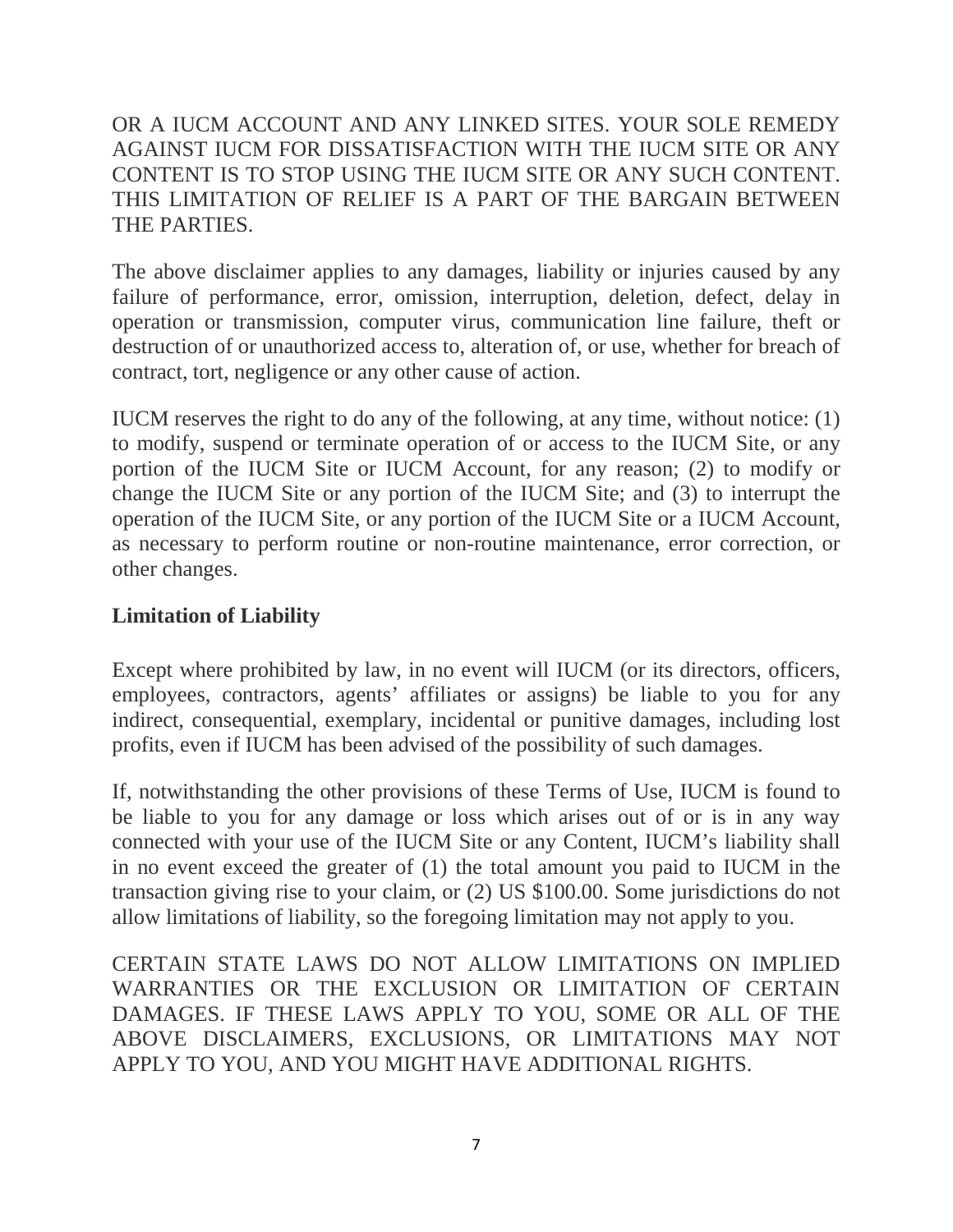OR A IUCM ACCOUNT AND ANY LINKED SITES. YOUR SOLE REMEDY AGAINST IUCM FOR DISSATISFACTION WITH THE IUCM SITE OR ANY CONTENT IS TO STOP USING THE IUCM SITE OR ANY SUCH CONTENT. THIS LIMITATION OF RELIEF IS A PART OF THE BARGAIN BETWEEN THE PARTIES.

The above disclaimer applies to any damages, liability or injuries caused by any failure of performance, error, omission, interruption, deletion, defect, delay in operation or transmission, computer virus, communication line failure, theft or destruction of or unauthorized access to, alteration of, or use, whether for breach of contract, tort, negligence or any other cause of action.

IUCM reserves the right to do any of the following, at any time, without notice: (1) to modify, suspend or terminate operation of or access to the IUCM Site, or any portion of the IUCM Site or IUCM Account, for any reason; (2) to modify or change the IUCM Site or any portion of the IUCM Site; and (3) to interrupt the operation of the IUCM Site, or any portion of the IUCM Site or a IUCM Account, as necessary to perform routine or non-routine maintenance, error correction, or other changes.

**Limitation of Liability**

Except where prohibited by law, in no event will IUCM (or its directors, officers, employees, contractors, agents' affiliates or assigns) be liable to you for any indirect, consequential, exemplary, incidental or punitive damages, including lost profits, even if IUCM has been advised of the possibility of such damages.

If, notwithstanding the other provisions of these Terms of Use, IUCM is found to be liable to you for any damage or loss which arises out of or is in any way connected with your use of the IUCM Site or any Content, IUCM's liability shall in no event exceed the greater of (1) the total amount you paid to IUCM in the transaction giving rise to your claim, or (2) US $100.00. Some jurisdictions do not allow limitations of liability, so the foregoing limitation may not apply to you.

CERTAIN STATE LAWS DO NOT ALLOW LIMITATIONS ON IMPLIED WARRANTIES OR THE EXCLUSION OR LIMITATION OF CERTAIN DAMAGES. IF THESE LAWS APPLY TO YOU, SOME OR ALL OF THE ABOVE DISCLAIMERS, EXCLUSIONS, OR LIMITATIONS MAY NOT APPLY TO YOU, AND YOU MIGHT HAVE ADDITIONAL RIGHTS.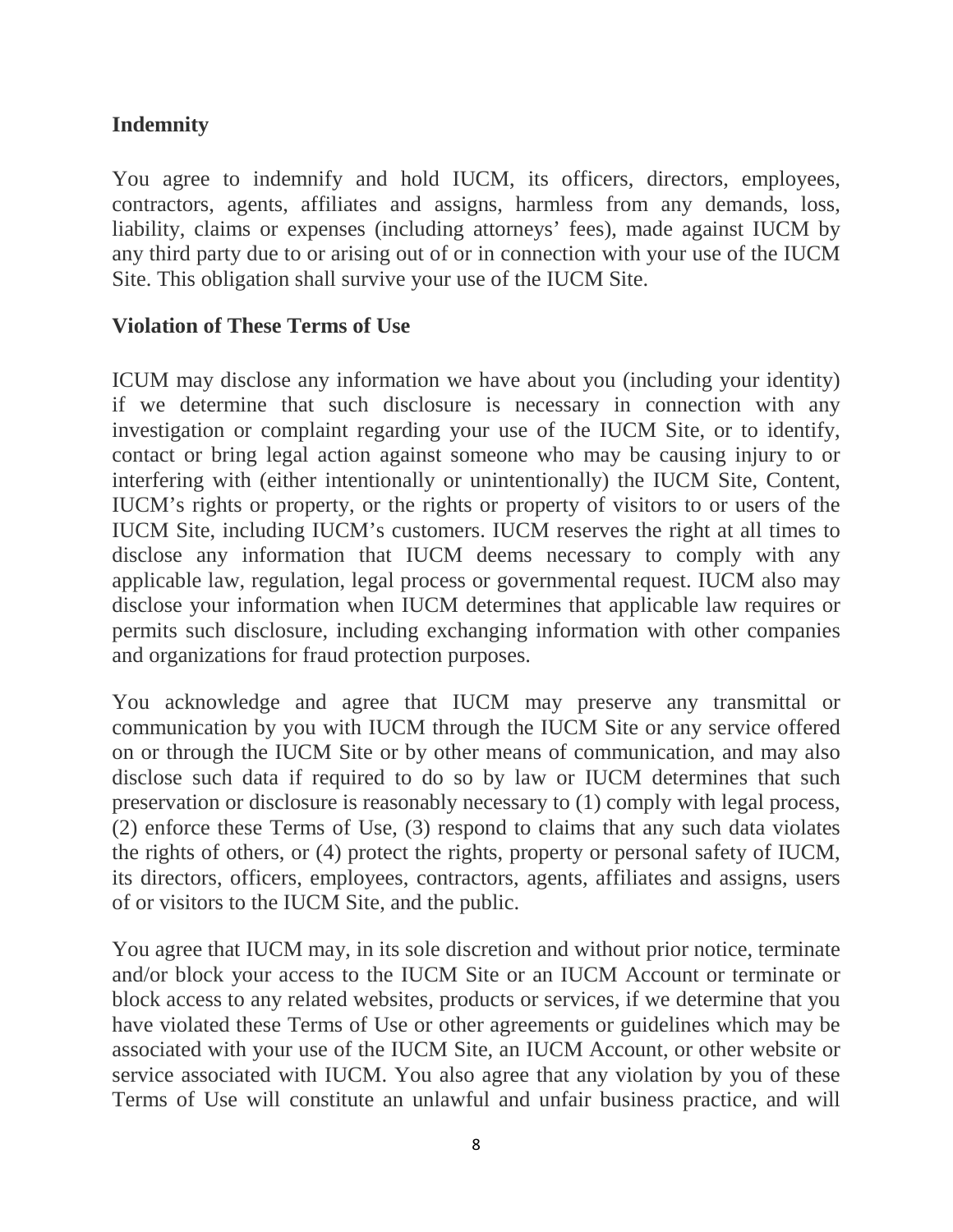## Indemnity

You agree to indemnify and hold IUCM, its officers, directors, employees, contractors, agents, affiliates and assigns, harmless from any demands, loss, liability, claims or expenses (including attorneys' fees), made against IUCM by any third party due to or arising out of or in connection with your use of the IUCM Site. This obligation shall survive your use of the IUCM Site.

## Violation of These Terms of Use

ICUM may disclose any information we have about you (including your identity) if we determine that such disclosure is necessary in connection with any investigation or complaint regarding your use of the IUCM Site, or to identify, contact or bring legal action against someone who may be causing injury to or interfering with (either intentionally or unintentionally) the IUCM Site, Content, IUCM's rights or property, or the rights or property of visitors to or users of the IUCM Site, including IUCM's customers. IUCM reserves the right at all times to disclose any information that IUCM deems necessary to comply with any applicable law, regulation, legal process or governmental request. IUCM also may disclose your information when IUCM determines that applicable law requires or permits such disclosure, including exchanging information with other companies and organizations for fraud protection purposes.

You acknowledge and agree that IUCM may preserve any transmittal or communication by you with IUCM through the IUCM Site or any service offered on or through the IUCM Site or by other means of communication, and may also disclose such data if required to do so by law or IUCM determines that such preservation or disclosure is reasonably necessary to (1) comply with legal process, (2) enforce these Terms of Use, (3) respond to claims that any such data violates the rights of others, or (4) protect the rights, property or personal safety of IUCM, its directors, officers, employees, contractors, agents, affiliates and assigns, users of or visitors to the IUCM Site, and the public.

You agree that IUCM may, in its sole discretion and without prior notice, terminate and/or block your access to the IUCM Site or an IUCM Account or terminate or block access to any related websites, products or services, if we determine that you have violated these Terms of Use or other agreements or guidelines which may be associated with your use of the IUCM Site, an IUCM Account, or other website or service associated with IUCM. You also agree that any violation by you of these Terms of Use will constitute an unlawful and unfair business practice, and will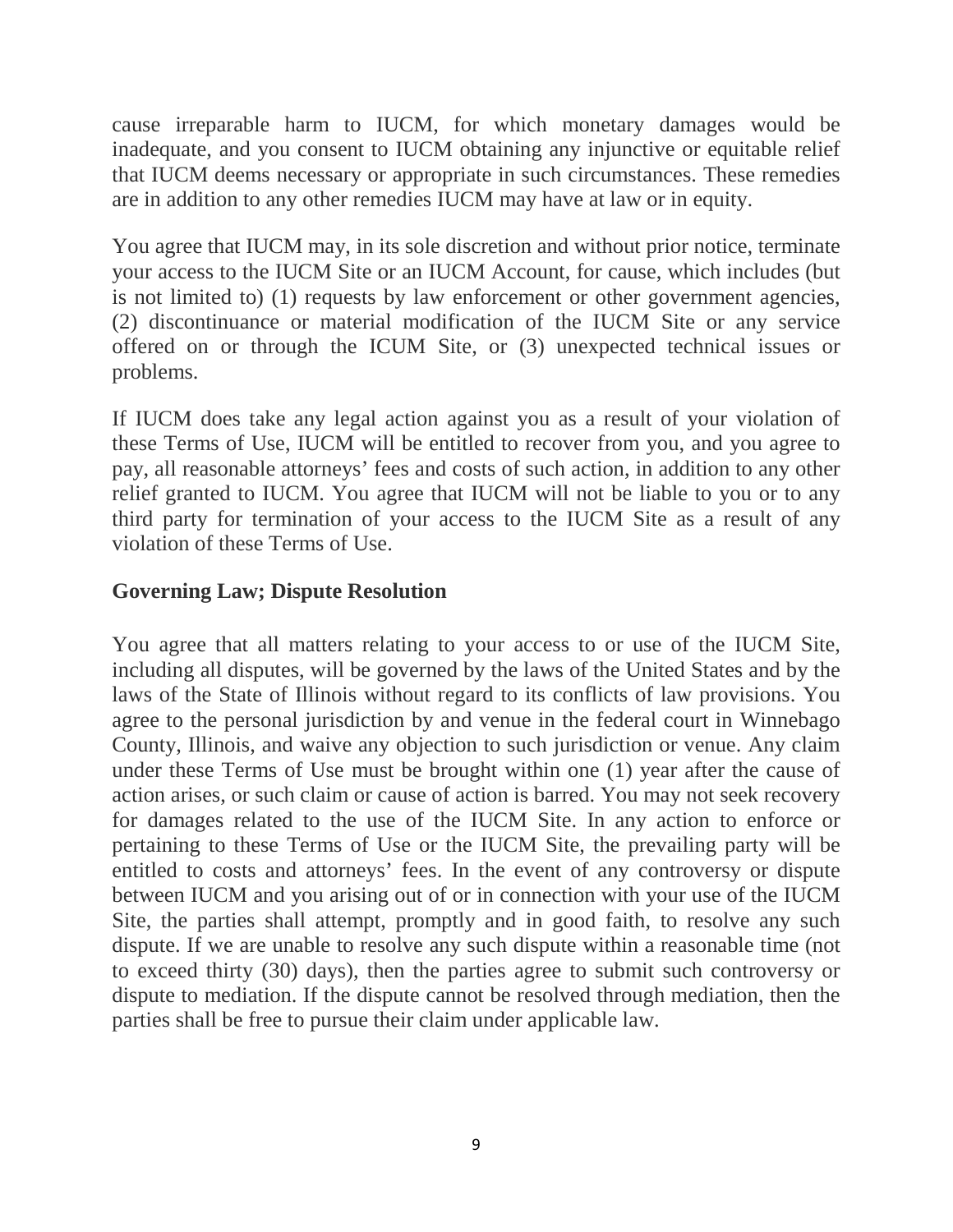cause irreparable harm to IUCM, for which monetary damages would be inadequate, and you consent to IUCM obtaining any injunctive or equitable relief that IUCM deems necessary or appropriate in such circumstances. These remedies are in addition to any other remedies IUCM may have at law or in equity.

You agree that IUCM may, in its sole discretion and without prior notice, terminate your access to the IUCM Site or an IUCM Account, for cause, which includes (but is not limited to) (1) requests by law enforcement or other government agencies, (2) discontinuance or material modification of the IUCM Site or any service offered on or through the ICUM Site, or (3) unexpected technical issues or problems.

If IUCM does take any legal action against you as a result of your violation of these Terms of Use, IUCM will be entitled to recover from you, and you agree to pay, all reasonable attorneys' fees and costs of such action, in addition to any other relief granted to IUCM. You agree that IUCM will not be liable to you or to any third party for termination of your access to the IUCM Site as a result of any violation of these Terms of Use.

**Governing Law; Dispute Resolution**

You agree that all matters relating to your access to or use of the IUCM Site, including all disputes, will be governed by the laws of the United States and by the laws of the State of Illinois without regard to its conflicts of law provisions. You agree to the personal jurisdiction by and venue in the federal court in Winnebago County, Illinois, and waive any objection to such jurisdiction or venue. Any claim under these Terms of Use must be brought within one (1) year after the cause of action arises, or such claim or cause of action is barred. You may not seek recovery for damages related to the use of the IUCM Site. In any action to enforce or pertaining to these Terms of Use or the IUCM Site, the prevailing party will be entitled to costs and attorneys' fees. In the event of any controversy or dispute between IUCM and you arising out of or in connection with your use of the IUCM Site, the parties shall attempt, promptly and in good faith, to resolve any such dispute. If we are unable to resolve any such dispute within a reasonable time (not to exceed thirty (30) days), then the parties agree to submit such controversy or dispute to mediation. If the dispute cannot be resolved through mediation, then the parties shall be free to pursue their claim under applicable law.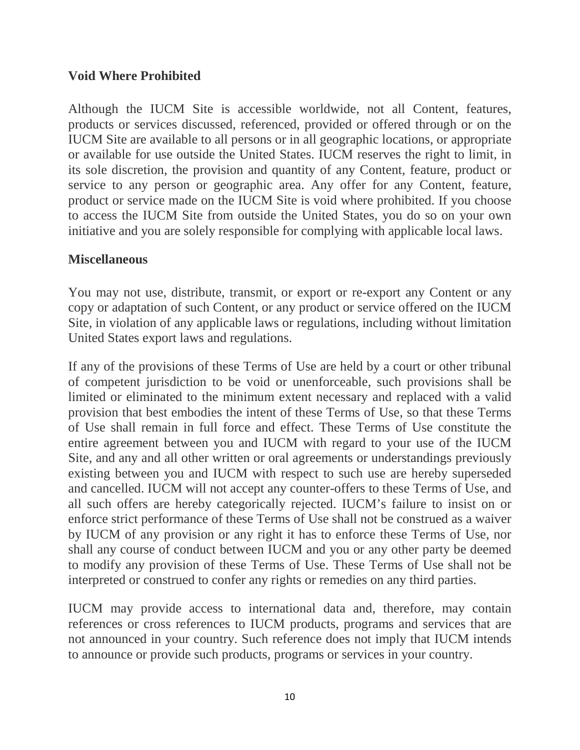**Void Where Prohibited**

Although the IUCM Site is accessible worldwide, not all Content, features, products or services discussed, referenced, provided or offered through or on the IUCM Site are available to all persons or in all geographic locations, or appropriate or available for use outside the United States. IUCM reserves the right to limit, in its sole discretion, the provision and quantity of any Content, feature, product or service to any person or geographic area. Any offer for any Content, feature, product or service made on the IUCM Site is void where prohibited. If you choose to access the IUCM Site from outside the United States, you do so on your own initiative and you are solely responsible for complying with applicable local laws.

**Miscellaneous**

You may not use, distribute, transmit, or export or re-export any Content or any copy or adaptation of such Content, or any product or service offered on the IUCM Site, in violation of any applicable laws or regulations, including without limitation United States export laws and regulations.

If any of the provisions of these Terms of Use are held by a court or other tribunal of competent jurisdiction to be void or unenforceable, such provisions shall be limited or eliminated to the minimum extent necessary and replaced with a valid provision that best embodies the intent of these Terms of Use, so that these Terms of Use shall remain in full force and effect. These Terms of Use constitute the entire agreement between you and IUCM with regard to your use of the IUCM Site, and any and all other written or oral agreements or understandings previously existing between you and IUCM with respect to such use are hereby superseded and cancelled. IUCM will not accept any counter-offers to these Terms of Use, and all such offers are hereby categorically rejected. IUCM's failure to insist on or enforce strict performance of these Terms of Use shall not be construed as a waiver by IUCM of any provision or any right it has to enforce these Terms of Use, nor shall any course of conduct between IUCM and you or any other party be deemed to modify any provision of these Terms of Use. These Terms of Use shall not be interpreted or construed to confer any rights or remedies on any third parties.

IUCM may provide access to international data and, therefore, may contain references or cross references to IUCM products, programs and services that are not announced in your country. Such reference does not imply that IUCM intends to announce or provide such products, programs or services in your country.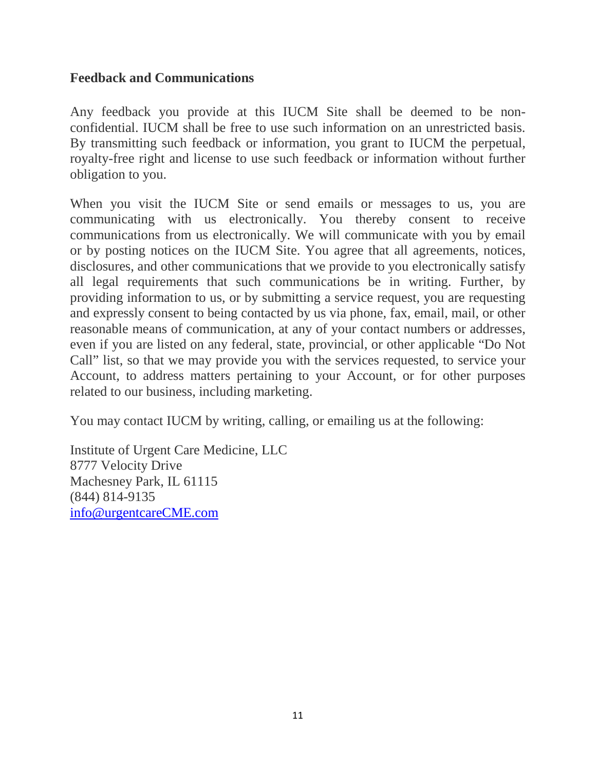**Feedback and Communications**

Any feedback you provide at this IUCM Site shall be deemed to be non-confidential. IUCM shall be free to use such information on an unrestricted basis. By transmitting such feedback or information, you grant to IUCM the perpetual, royalty-free right and license to use such feedback or information without further obligation to you.

When you visit the IUCM Site or send emails or messages to us, you are communicating with us electronically. You thereby consent to receive communications from us electronically. We will communicate with you by email or by posting notices on the IUCM Site. You agree that all agreements, notices, disclosures, and other communications that we provide to you electronically satisfy all legal requirements that such communications be in writing. Further, by providing information to us, or by submitting a service request, you are requesting and expressly consent to being contacted by us via phone, fax, email, mail, or other reasonable means of communication, at any of your contact numbers or addresses, even if you are listed on any federal, state, provincial, or other applicable "Do Not Call" list, so that we may provide you with the services requested, to service your Account, to address matters pertaining to your Account, or for other purposes related to our business, including marketing.

You may contact IUCM by writing, calling, or emailing us at the following:

Institute of Urgent Care Medicine, LLC
8777 Velocity Drive
Machesney Park, IL 61115
(844) 814-9135
[info@urgentcareCME.com](mailto:info@urgentcareCME.com)